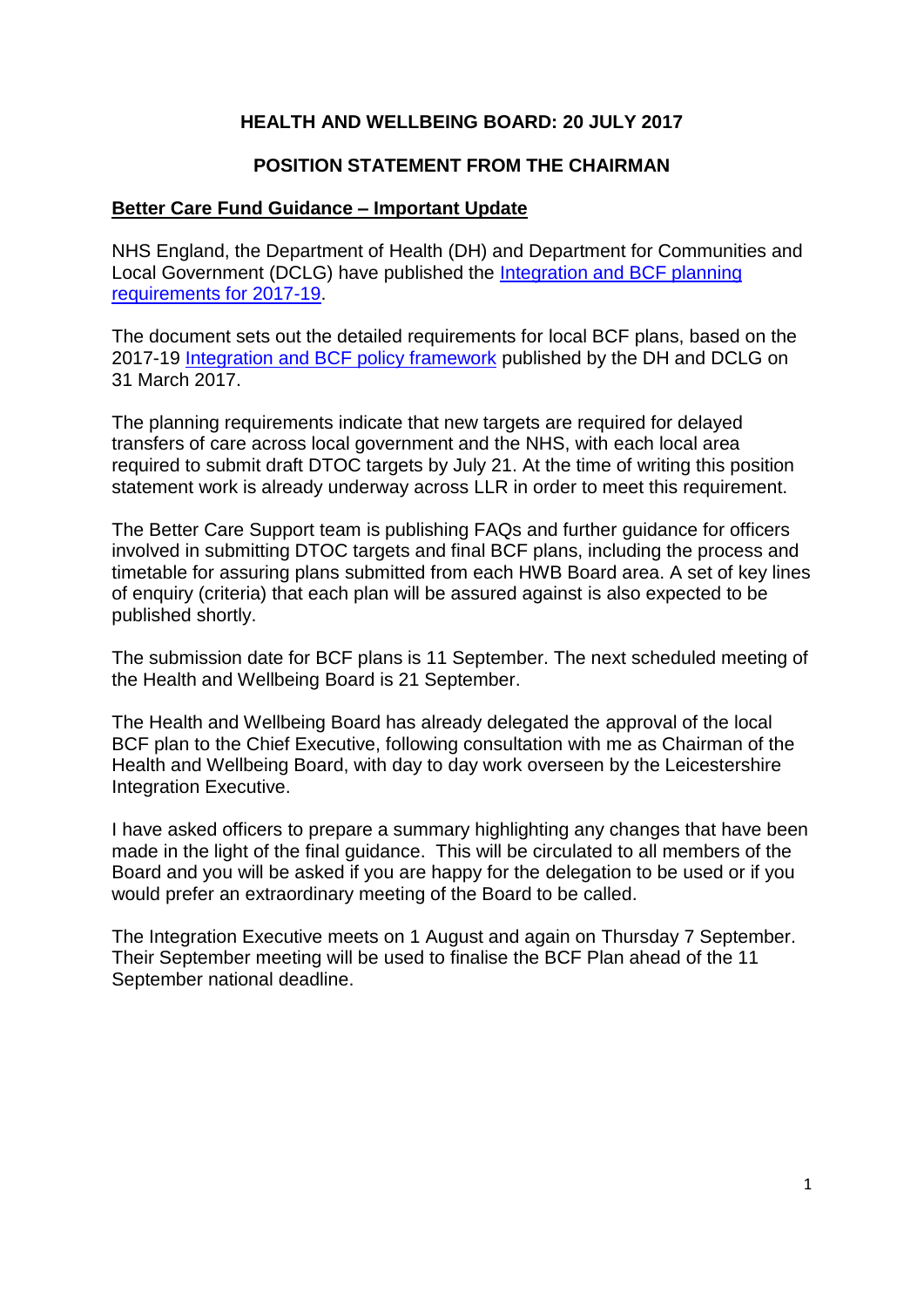# HEALTH AND WELLBEING BOARD: 20 JULY 2017

## POSITION STATEMENT FROM THE CHAIRMAN

### Better Care Fund Guidance – Important Update

NHS England, the Department of Health (DH) and Department for Communities and Local Government (DCLG) have published the Integration and BCF planning requirements for 2017-19.

The document sets out the detailed requirements for local BCF plans, based on the 2017-19 Integration and BCF policy framework published by the DH and DCLG on 31 March 2017.

The planning requirements indicate that new targets are required for delayed transfers of care across local government and the NHS, with each local area required to submit draft DTOC targets by July 21. At the time of writing this position statement work is already underway across LLR in order to meet this requirement.

The Better Care Support team is publishing FAQs and further guidance for officers involved in submitting DTOC targets and final BCF plans, including the process and timetable for assuring plans submitted from each HWB Board area. A set of key lines of enquiry (criteria) that each plan will be assured against is also expected to be published shortly.

The submission date for BCF plans is 11 September. The next scheduled meeting of the Health and Wellbeing Board is 21 September.

The Health and Wellbeing Board has already delegated the approval of the local BCF plan to the Chief Executive, following consultation with me as Chairman of the Health and Wellbeing Board, with day to day work overseen by the Leicestershire Integration Executive.

I have asked officers to prepare a summary highlighting any changes that have been made in the light of the final guidance. This will be circulated to all members of the Board and you will be asked if you are happy for the delegation to be used or if you would prefer an extraordinary meeting of the Board to be called.

The Integration Executive meets on 1 August and again on Thursday 7 September. Their September meeting will be used to finalise the BCF Plan ahead of the 11 September national deadline.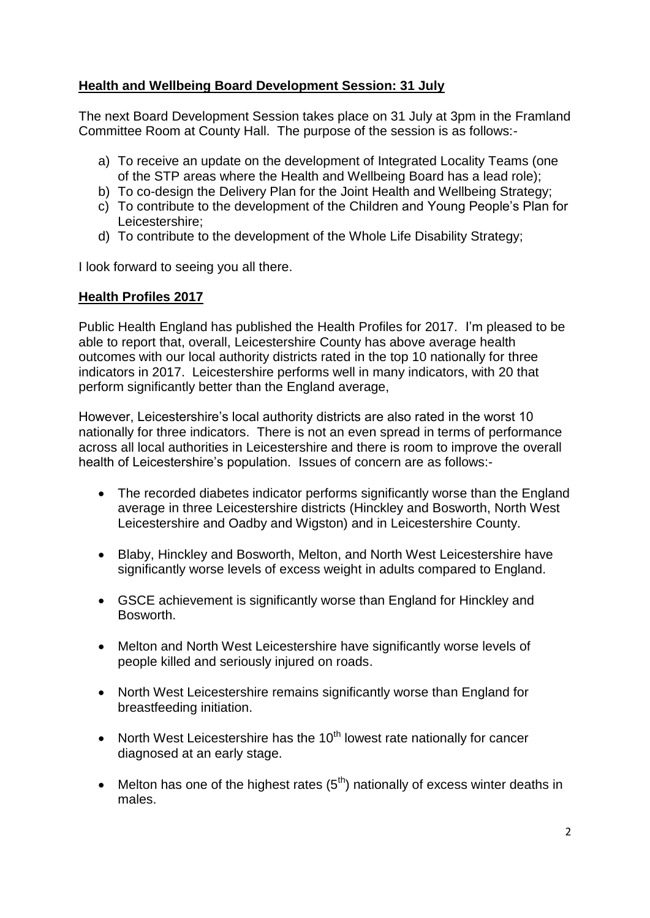## **Health and Wellbeing Board Development Session: 31 July**

The next Board Development Session takes place on 31 July at 3pm in the Framland Committee Room at County Hall. The purpose of the session is as follows:-

a) To receive an update on the development of Integrated Locality Teams (one of the STP areas where the Health and Wellbeing Board has a lead role);
b) To co-design the Delivery Plan for the Joint Health and Wellbeing Strategy;
c) To contribute to the development of the Children and Young People's Plan for Leicestershire;
d) To contribute to the development of the Whole Life Disability Strategy;

I look forward to seeing you all there.

## **Health Profiles 2017**

Public Health England has published the Health Profiles for 2017. I'm pleased to be able to report that, overall, Leicestershire County has above average health outcomes with our local authority districts rated in the top 10 nationally for three indicators in 2017. Leicestershire performs well in many indicators, with 20 that perform significantly better than the England average,

However, Leicestershire's local authority districts are also rated in the worst 10 nationally for three indicators. There is not an even spread in terms of performance across all local authorities in Leicestershire and there is room to improve the overall health of Leicestershire's population. Issues of concern are as follows:-

- The recorded diabetes indicator performs significantly worse than the England average in three Leicestershire districts (Hinckley and Bosworth, North West Leicestershire and Oadby and Wigston) and in Leicestershire County.
- Blaby, Hinckley and Bosworth, Melton, and North West Leicestershire have significantly worse levels of excess weight in adults compared to England.
- GSCE achievement is significantly worse than England for Hinckley and Bosworth.
- Melton and North West Leicestershire have significantly worse levels of people killed and seriously injured on roads.
- North West Leicestershire remains significantly worse than England for breastfeeding initiation.
- North West Leicestershire has the 10th lowest rate nationally for cancer diagnosed at an early stage.
- Melton has one of the highest rates (5th) nationally of excess winter deaths in males.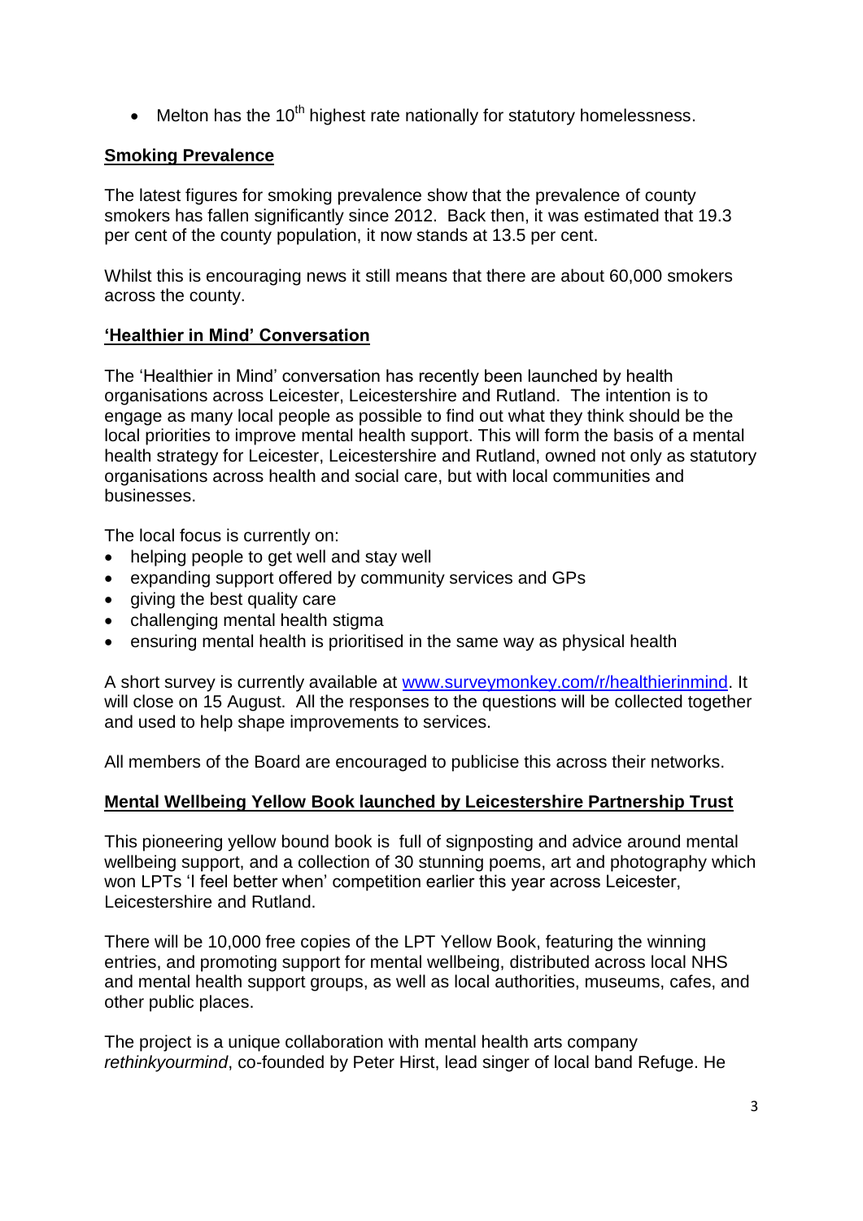- Melton has the 10th highest rate nationally for statutory homelessness.

**Smoking Prevalence**

The latest figures for smoking prevalence show that the prevalence of county smokers has fallen significantly since 2012. Back then, it was estimated that 19.3 per cent of the county population, it now stands at 13.5 per cent.

Whilst this is encouraging news it still means that there are about 60,000 smokers across the county.

**'Healthier in Mind' Conversation**

The 'Healthier in Mind' conversation has recently been launched by health organisations across Leicester, Leicestershire and Rutland. The intention is to engage as many local people as possible to find out what they think should be the local priorities to improve mental health support. This will form the basis of a mental health strategy for Leicester, Leicestershire and Rutland, owned not only as statutory organisations across health and social care, but with local communities and businesses.

The local focus is currently on:

- helping people to get well and stay well
- expanding support offered by community services and GPs
- giving the best quality care
- challenging mental health stigma
- ensuring mental health is prioritised in the same way as physical health

A short survey is currently available at [www.surveymonkey.com/r/healthierinmind](www.surveymonkey.com/r/healthierinmind). It will close on 15 August. All the responses to the questions will be collected together and used to help shape improvements to services.

All members of the Board are encouraged to publicise this across their networks.

**Mental Wellbeing Yellow Book launched by Leicestershire Partnership Trust**

This pioneering yellow bound book is full of signposting and advice around mental wellbeing support, and a collection of 30 stunning poems, art and photography which won LPTs 'I feel better when' competition earlier this year across Leicester, Leicestershire and Rutland.

There will be 10,000 free copies of the LPT Yellow Book, featuring the winning entries, and promoting support for mental wellbeing, distributed across local NHS and mental health support groups, as well as local authorities, museums, cafes, and other public places.

The project is a unique collaboration with mental health arts company *rethinkyourmind*, co-founded by Peter Hirst, lead singer of local band Refuge. He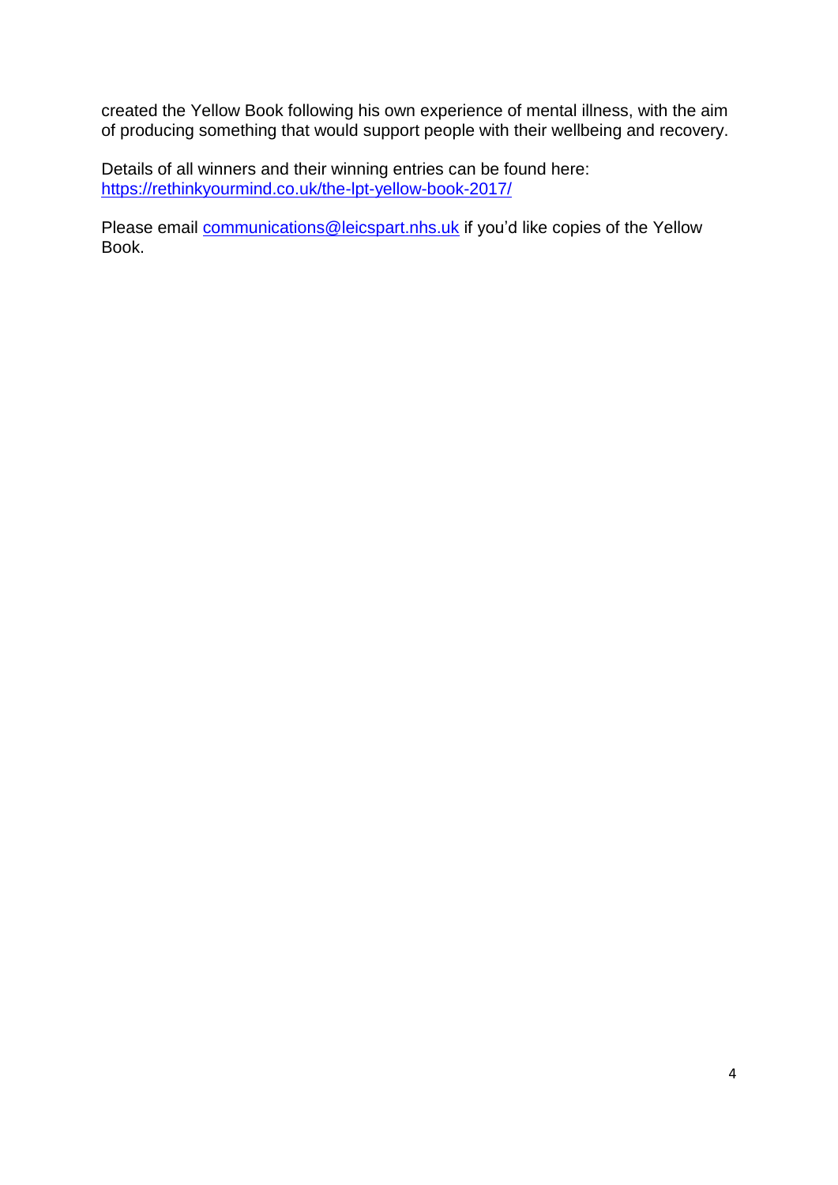created the Yellow Book following his own experience of mental illness, with the aim of producing something that would support people with their wellbeing and recovery.

Details of all winners and their winning entries can be found here: [https://rethinkyourmind.co.uk/the-lpt-yellow-book-2017/](https://rethinkyourmind.co.uk/the-lpt-yellow-book-2017/)

Please email [communications@leicspart.nhs.uk](mailto:communications@leicspart.nhs.uk) if you'd like copies of the Yellow Book.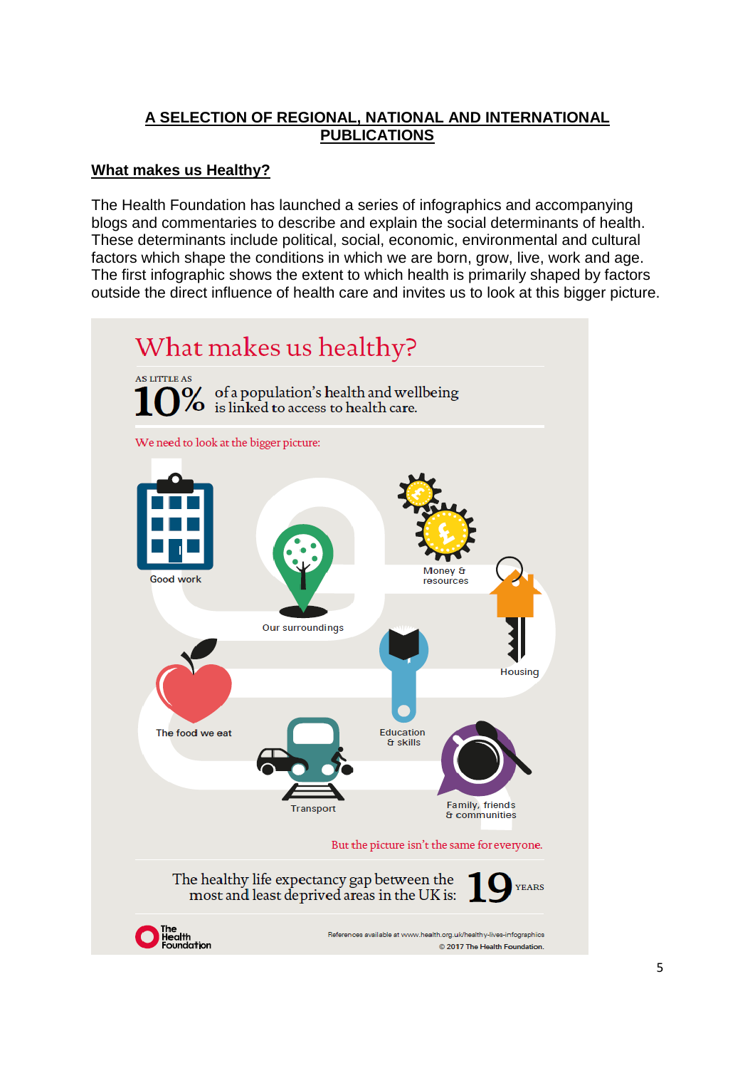## A SELECTION OF REGIONAL, NATIONAL AND INTERNATIONAL PUBLICATIONS

### What makes us Healthy?

The Health Foundation has launched a series of infographics and accompanying blogs and commentaries to describe and explain the social determinants of health. These determinants include political, social, economic, environmental and cultural factors which shape the conditions in which we are born, grow, live, work and age. The first infographic shows the extent to which health is primarily shaped by factors outside the direct influence of health care and invites us to look at this bigger picture.

# What makes us healthy?

AS LITTLE AS **10%** of a population's health and wellbeing is linked to access to health care.

We need to look at the bigger picture:

- Good work
- Our surroundings
- Money & resources
- Housing
- The food we eat
- Education & skills
- Transport
- Family, friends & communities

But the picture isn't the same for everyone.

The healthy life expectancy gap between the most and least deprived areas in the UK is: **19** YEARS

The Health Foundation

References available at www.health.org.uk/healthy-lives-infographics

© 2017 The Health Foundation.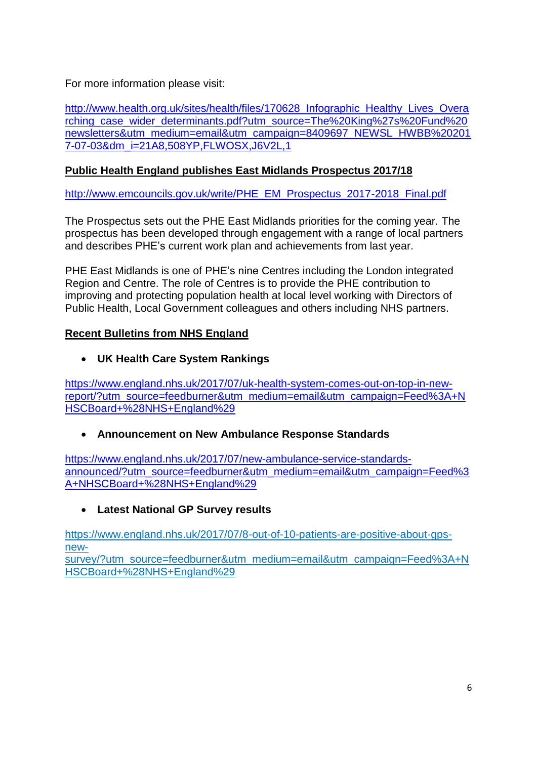For more information please visit:

http://www.health.org.uk/sites/health/files/170628_Infographic_Healthy_Lives_Overarching_case_wider_determinants.pdf?utm_source=The%20King%27s%20Fund%20newsletters&utm_medium=email&utm_campaign=8409697_NEWSL_HWBB%202017-07-03&dm_i=21A8,508YP,FLWOSX,J6V2L,1

**Public Health England publishes East Midlands Prospectus 2017/18**

http://www.emcouncils.gov.uk/write/PHE_EM_Prospectus_2017-2018_Final.pdf

The Prospectus sets out the PHE East Midlands priorities for the coming year. The prospectus has been developed through engagement with a range of local partners and describes PHE's current work plan and achievements from last year.

PHE East Midlands is one of PHE's nine Centres including the London integrated Region and Centre. The role of Centres is to provide the PHE contribution to improving and protecting population health at local level working with Directors of Public Health, Local Government colleagues and others including NHS partners.

**Recent Bulletins from NHS England**

- **UK Health Care System Rankings**

https://www.england.nhs.uk/2017/07/uk-health-system-comes-out-on-top-in-new-report/?utm_source=feedburner&utm_medium=email&utm_campaign=Feed%3A+NHSCBoard+%28NHS+England%29

- **Announcement on New Ambulance Response Standards**

https://www.england.nhs.uk/2017/07/new-ambulance-service-standards-announced/?utm_source=feedburner&utm_medium=email&utm_campaign=Feed%3A+NHSCBoard+%28NHS+England%29

- **Latest National GP Survey results**

https://www.england.nhs.uk/2017/07/8-out-of-10-patients-are-positive-about-gps-new-survey/?utm_source=feedburner&utm_medium=email&utm_campaign=Feed%3A+NHSCBoard+%28NHS+England%29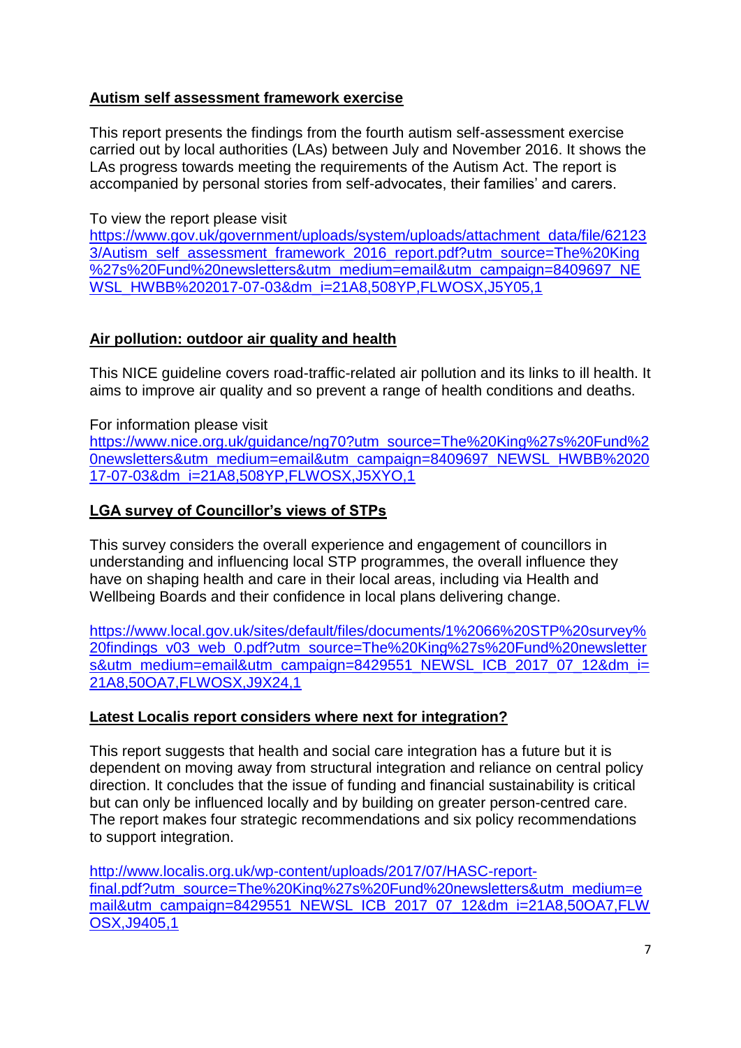**Autism self assessment framework exercise**

This report presents the findings from the fourth autism self-assessment exercise carried out by local authorities (LAs) between July and November 2016. It shows the LAs progress towards meeting the requirements of the Autism Act. The report is accompanied by personal stories from self-advocates, their families' and carers.

To view the report please visit
https://www.gov.uk/government/uploads/system/uploads/attachment_data/file/621233/Autism_self_assessment_framework_2016_report.pdf?utm_source=The%20King%27s%20Fund%20newsletters&utm_medium=email&utm_campaign=8409697_NEWSL_HWBB%202017-07-03&dm_i=21A8,508YP,FLWOSX,J5Y05,1

**Air pollution: outdoor air quality and health**

This NICE guideline covers road-traffic-related air pollution and its links to ill health. It aims to improve air quality and so prevent a range of health conditions and deaths.

For information please visit
https://www.nice.org.uk/guidance/ng70?utm_source=The%20King%27s%20Fund%20newsletters&utm_medium=email&utm_campaign=8409697_NEWSL_HWBB%202017-07-03&dm_i=21A8,508YP,FLWOSX,J5XYO,1

**LGA survey of Councillor's views of STPs**

This survey considers the overall experience and engagement of councillors in understanding and influencing local STP programmes, the overall influence they have on shaping health and care in their local areas, including via Health and Wellbeing Boards and their confidence in local plans delivering change.

https://www.local.gov.uk/sites/default/files/documents/1%2066%20STP%20survey%20findings_v03_web_0.pdf?utm_source=The%20King%27s%20Fund%20newsletters&utm_medium=email&utm_campaign=8429551_NEWSL_ICB_2017_07_12&dm_i=21A8,50OA7,FLWOSX,J9X24,1

**Latest Localis report considers where next for integration?**

This report suggests that health and social care integration has a future but it is dependent on moving away from structural integration and reliance on central policy direction. It concludes that the issue of funding and financial sustainability is critical but can only be influenced locally and by building on greater person-centred care. The report makes four strategic recommendations and six policy recommendations to support integration.

http://www.localis.org.uk/wp-content/uploads/2017/07/HASC-report-final.pdf?utm_source=The%20King%27s%20Fund%20newsletters&utm_medium=email&utm_campaign=8429551_NEWSL_ICB_2017_07_12&dm_i=21A8,50OA7,FLWOSX,J9405,1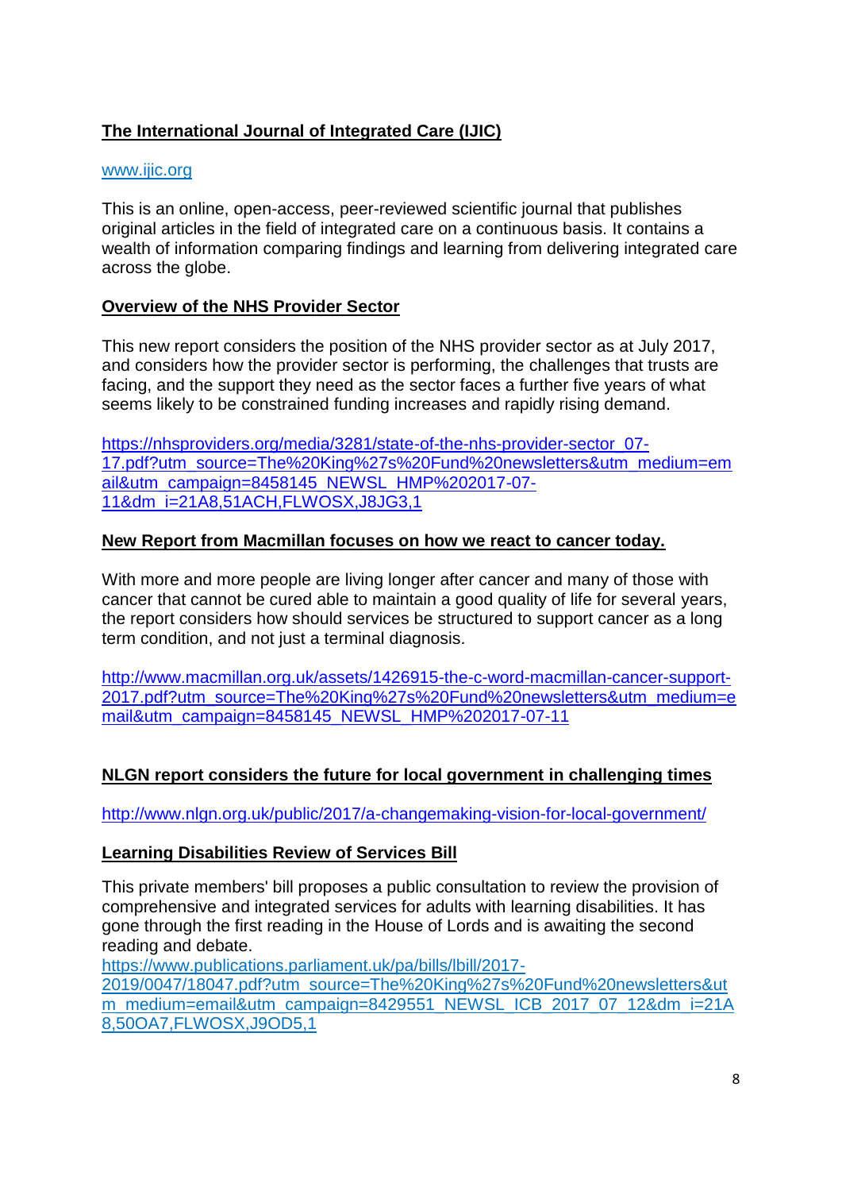**The International Journal of Integrated Care (IJIC)**

www.ijic.org

This is an online, open-access, peer-reviewed scientific journal that publishes original articles in the field of integrated care on a continuous basis. It contains a wealth of information comparing findings and learning from delivering integrated care across the globe.

**Overview of the NHS Provider Sector**

This new report considers the position of the NHS provider sector as at July 2017, and considers how the provider sector is performing, the challenges that trusts are facing, and the support they need as the sector faces a further five years of what seems likely to be constrained funding increases and rapidly rising demand.

https://nhsproviders.org/media/3281/state-of-the-nhs-provider-sector_07-17.pdf?utm_source=The%20King%27s%20Fund%20newsletters&utm_medium=email&utm_campaign=8458145_NEWSL_HMP%202017-07-11&dm_i=21A8,51ACH,FLWOSX,J8JG3,1

**New Report from Macmillan focuses on how we react to cancer today.**

With more and more people are living longer after cancer and many of those with cancer that cannot be cured able to maintain a good quality of life for several years, the report considers how should services be structured to support cancer as a long term condition, and not just a terminal diagnosis.

http://www.macmillan.org.uk/assets/1426915-the-c-word-macmillan-cancer-support-2017.pdf?utm_source=The%20King%27s%20Fund%20newsletters&utm_medium=email&utm_campaign=8458145_NEWSL_HMP%202017-07-11

**NLGN report considers the future for local government in challenging times**

http://www.nlgn.org.uk/public/2017/a-changemaking-vision-for-local-government/

**Learning Disabilities Review of Services Bill**

This private members' bill proposes a public consultation to review the provision of comprehensive and integrated services for adults with learning disabilities. It has gone through the first reading in the House of Lords and is awaiting the second reading and debate.

https://www.publications.parliament.uk/pa/bills/lbill/2017-2019/0047/18047.pdf?utm_source=The%20King%27s%20Fund%20newsletters&utm_medium=email&utm_campaign=8429551_NEWSL_ICB_2017_07_12&dm_i=21A8,50OA7,FLWOSX,J9OD5,1